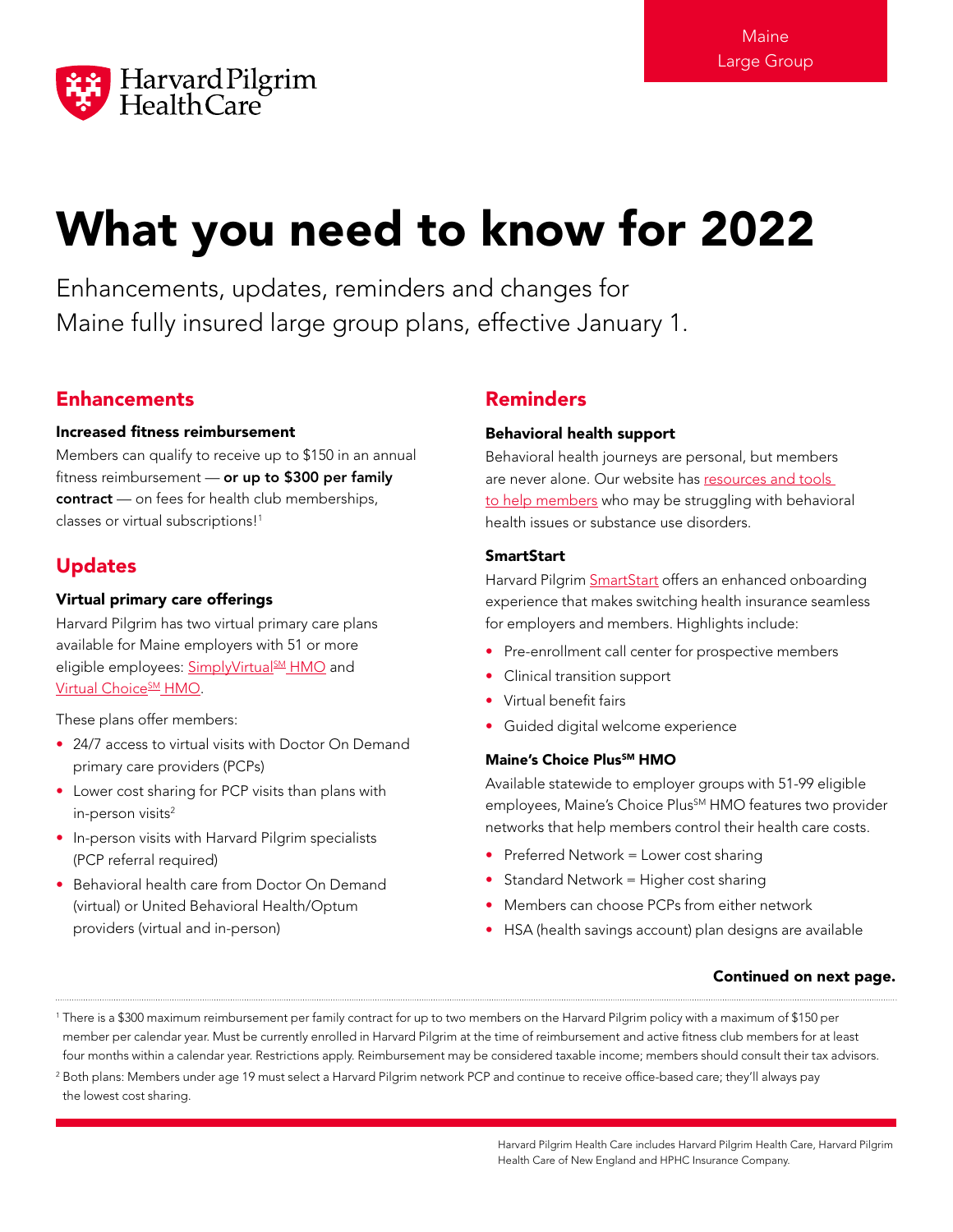Maine Large Group

# What you need to know for 2022

Enhancements, updates, reminders and changes for Maine fully insured large group plans, effective January 1.

## Enhancements

### Increased fitness reimbursement

Members can qualify to receive up to $150 in an annual fitness reimbursement — **or up to $300 per family contract** — on fees for health club memberships, classes or virtual subscriptions![1]

## Updates

### Virtual primary care offerings

Harvard Pilgrim has two virtual primary care plans available for Maine employers with 51 or more eligible employees: SimplyVirtual℠ HMO and Virtual Choice℠ HMO.

These plans offer members:

- 24/7 access to virtual visits with Doctor On Demand primary care providers (PCPs)
- Lower cost sharing for PCP visits than plans with in-person visits[2]
- In-person visits with Harvard Pilgrim specialists (PCP referral required)
- Behavioral health care from Doctor On Demand (virtual) or United Behavioral Health/Optum providers (virtual and in-person)

## Reminders

### Behavioral health support

Behavioral health journeys are personal, but members are never alone. Our website has resources and tools to help members who may be struggling with behavioral health issues or substance use disorders.

### SmartStart

Harvard Pilgrim SmartStart offers an enhanced onboarding experience that makes switching health insurance seamless for employers and members. Highlights include:

- Pre-enrollment call center for prospective members
- Clinical transition support
- Virtual benefit fairs
- Guided digital welcome experience

### Maine's Choice Plus℠ HMO

Available statewide to employer groups with 51-99 eligible employees, Maine's Choice Plus℠ HMO features two provider networks that help members control their health care costs.

- Preferred Network = Lower cost sharing
- Standard Network = Higher cost sharing
- Members can choose PCPs from either network
- HSA (health savings account) plan designs are available

**Continued on next page.**

---

[1] There is a $300 maximum reimbursement per family contract for up to two members on the Harvard Pilgrim policy with a maximum of $150 per member per calendar year. Must be currently enrolled in Harvard Pilgrim at the time of reimbursement and active fitness club members for at least four months within a calendar year. Restrictions apply. Reimbursement may be considered taxable income; members should consult their tax advisors.

[2] Both plans: Members under age 19 must select a Harvard Pilgrim network PCP and continue to receive office-based care; they'll always pay the lowest cost sharing.

Harvard Pilgrim Health Care includes Harvard Pilgrim Health Care, Harvard Pilgrim Health Care of New England and HPHC Insurance Company.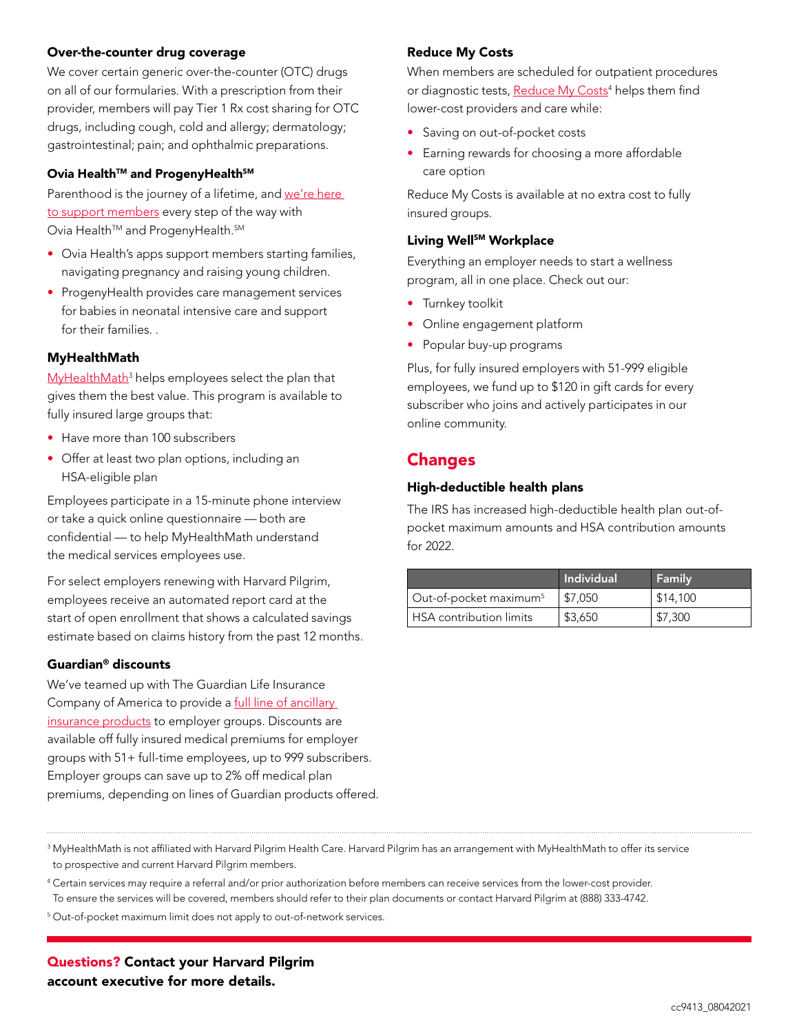### Over-the-counter drug coverage

We cover certain generic over-the-counter (OTC) drugs on all of our formularies. With a prescription from their provider, members will pay Tier 1 Rx cost sharing for OTC drugs, including cough, cold and allergy; dermatology; gastrointestinal; pain; and ophthalmic preparations.

### Ovia Health™ and ProgenyHealth℠

Parenthood is the journey of a lifetime, and we're here to support members every step of the way with Ovia Health™ and ProgenyHealth.℠

- Ovia Health's apps support members starting families, navigating pregnancy and raising young children.
- ProgenyHealth provides care management services for babies in neonatal intensive care and support for their families. .

### MyHealthMath

MyHealthMath[3] helps employees select the plan that gives them the best value. This program is available to fully insured large groups that:

- Have more than 100 subscribers
- Offer at least two plan options, including an HSA-eligible plan

Employees participate in a 15-minute phone interview or take a quick online questionnaire — both are confidential — to help MyHealthMath understand the medical services employees use.

For select employers renewing with Harvard Pilgrim, employees receive an automated report card at the start of open enrollment that shows a calculated savings estimate based on claims history from the past 12 months.

### Guardian® discounts

We've teamed up with The Guardian Life Insurance Company of America to provide a full line of ancillary insurance products to employer groups. Discounts are available off fully insured medical premiums for employer groups with 51+ full-time employees, up to 999 subscribers. Employer groups can save up to 2% off medical plan premiums, depending on lines of Guardian products offered.

### Reduce My Costs

When members are scheduled for outpatient procedures or diagnostic tests, Reduce My Costs[4] helps them find lower-cost providers and care while:

- Saving on out-of-pocket costs
- Earning rewards for choosing a more affordable care option

Reduce My Costs is available at no extra cost to fully insured groups.

### Living Well℠ Workplace

Everything an employer needs to start a wellness program, all in one place. Check out our:

- Turnkey toolkit
- Online engagement platform
- Popular buy-up programs

Plus, for fully insured employers with 51-999 eligible employees, we fund up to $120 in gift cards for every subscriber who joins and actively participates in our online community.

## Changes

### High-deductible health plans

The IRS has increased high-deductible health plan out-of-pocket maximum amounts and HSA contribution amounts for 2022.

| | Individual | Family |
|---|---|---|
| Out-of-pocket maximum[5] | $7,050 | $14,100 |
| HSA contribution limits | $3,650 | $7,300 |

[3] MyHealthMath is not affiliated with Harvard Pilgrim Health Care. Harvard Pilgrim has an arrangement with MyHealthMath to offer its service to prospective and current Harvard Pilgrim members.

[4] Certain services may require a referral and/or prior authorization before members can receive services from the lower-cost provider. To ensure the services will be covered, members should refer to their plan documents or contact Harvard Pilgrim at (888) 333-4742.

[5] Out-of-pocket maximum limit does not apply to out-of-network services.

**Questions? Contact your Harvard Pilgrim account executive for more details.**

cc9413_08042021